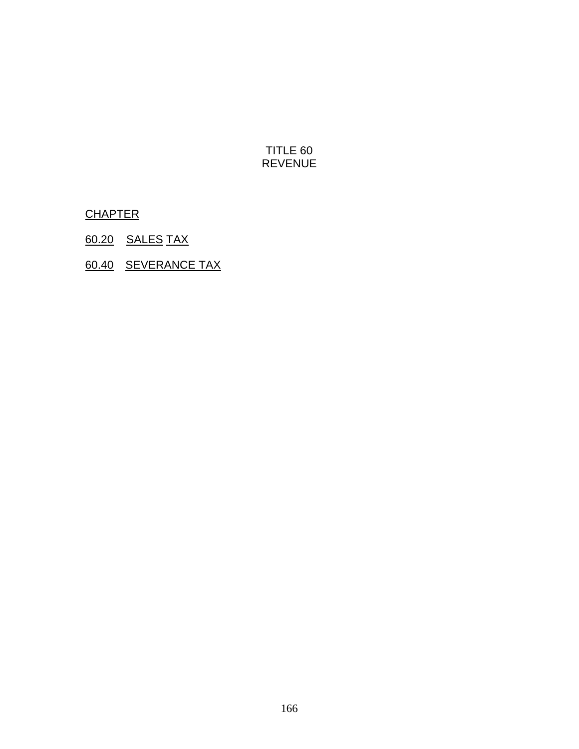# TITLE 60
# REVENUE

CHAPTER

60.20 SALES TAX

60.40 SEVERANCE TAX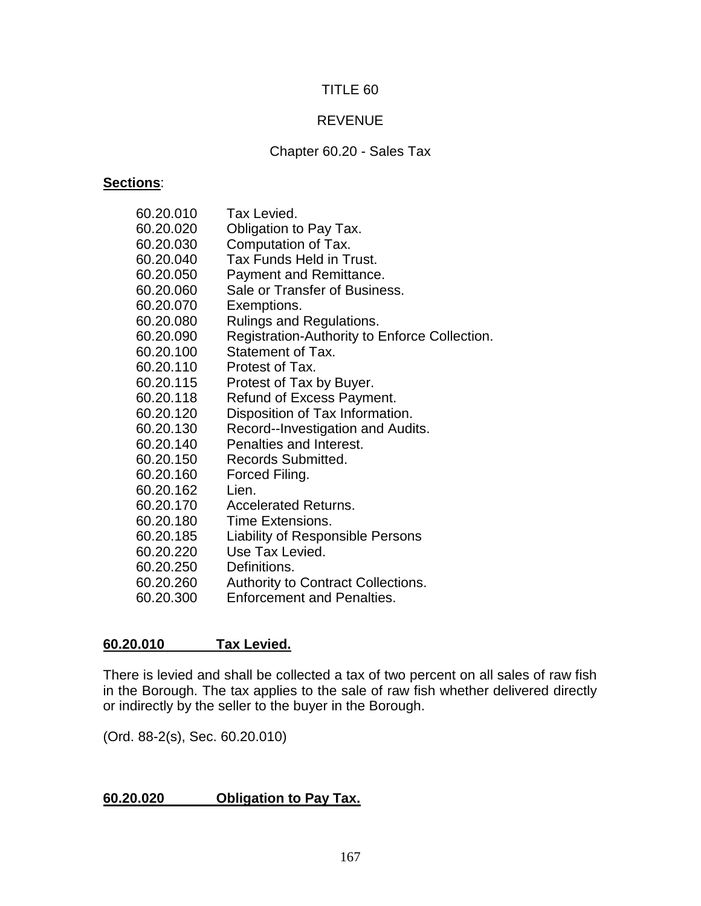# TITLE 60

# REVENUE

## Chapter 60.20 - Sales Tax

**Sections**:

| | |
|---|---|
| 60.20.010 | Tax Levied. |
| 60.20.020 | Obligation to Pay Tax. |
| 60.20.030 | Computation of Tax. |
| 60.20.040 | Tax Funds Held in Trust. |
| 60.20.050 | Payment and Remittance. |
| 60.20.060 | Sale or Transfer of Business. |
| 60.20.070 | Exemptions. |
| 60.20.080 | Rulings and Regulations. |
| 60.20.090 | Registration-Authority to Enforce Collection. |
| 60.20.100 | Statement of Tax. |
| 60.20.110 | Protest of Tax. |
| 60.20.115 | Protest of Tax by Buyer. |
| 60.20.118 | Refund of Excess Payment. |
| 60.20.120 | Disposition of Tax Information. |
| 60.20.130 | Record--Investigation and Audits. |
| 60.20.140 | Penalties and Interest. |
| 60.20.150 | Records Submitted. |
| 60.20.160 | Forced Filing. |
| 60.20.162 | Lien. |
| 60.20.170 | Accelerated Returns. |
| 60.20.180 | Time Extensions. |
| 60.20.185 | Liability of Responsible Persons |
| 60.20.220 | Use Tax Levied. |
| 60.20.250 | Definitions. |
| 60.20.260 | Authority to Contract Collections. |
| 60.20.300 | Enforcement and Penalties. |

### 60.20.010 Tax Levied.

There is levied and shall be collected a tax of two percent on all sales of raw fish in the Borough. The tax applies to the sale of raw fish whether delivered directly or indirectly by the seller to the buyer in the Borough.

(Ord. 88-2(s), Sec. 60.20.010)

### 60.20.020 Obligation to Pay Tax.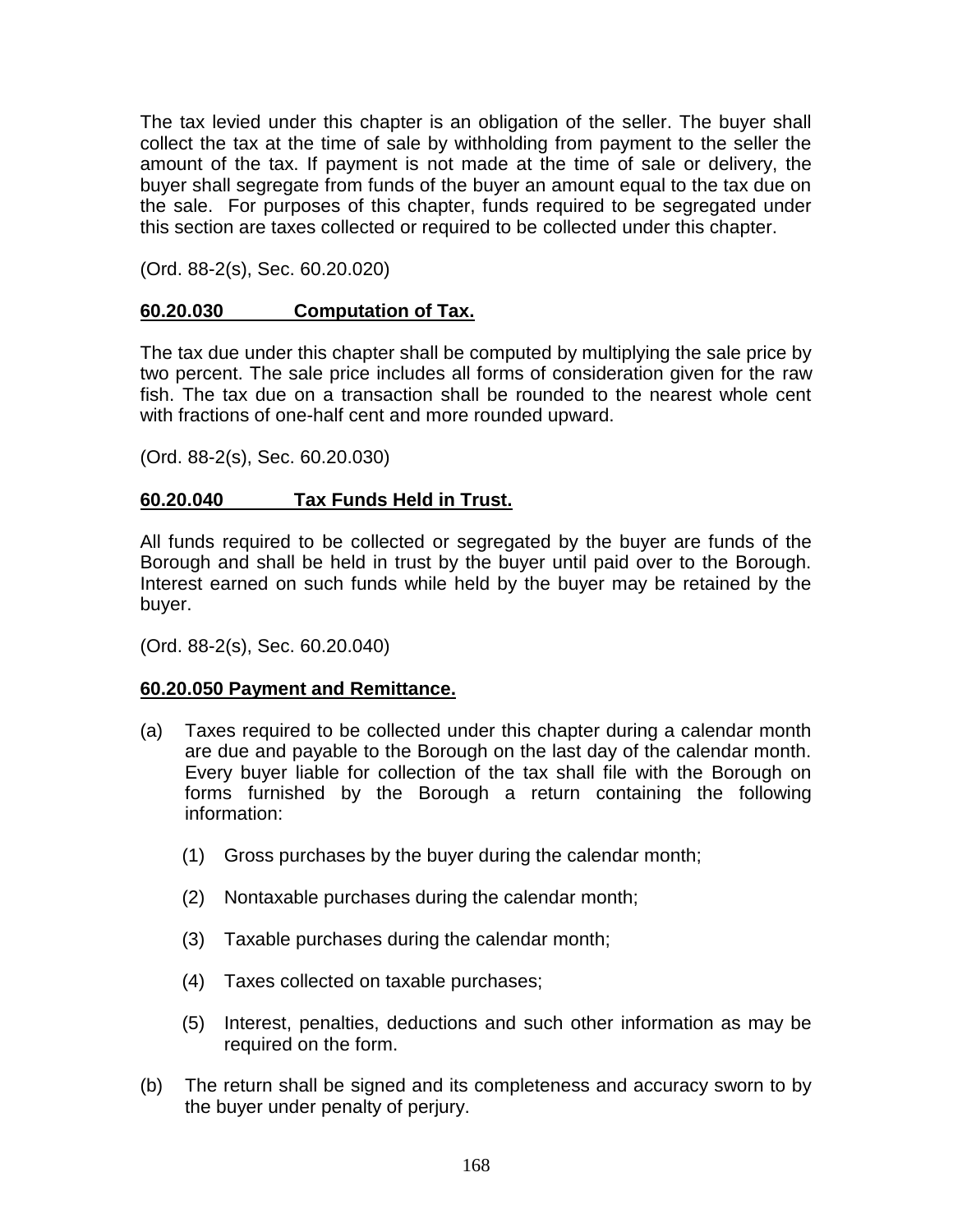The tax levied under this chapter is an obligation of the seller. The buyer shall collect the tax at the time of sale by withholding from payment to the seller the amount of the tax. If payment is not made at the time of sale or delivery, the buyer shall segregate from funds of the buyer an amount equal to the tax due on the sale. For purposes of this chapter, funds required to be segregated under this section are taxes collected or required to be collected under this chapter.

(Ord. 88-2(s), Sec. 60.20.020)

**60.20.030 Computation of Tax.**

The tax due under this chapter shall be computed by multiplying the sale price by two percent. The sale price includes all forms of consideration given for the raw fish. The tax due on a transaction shall be rounded to the nearest whole cent with fractions of one-half cent and more rounded upward.

(Ord. 88-2(s), Sec. 60.20.030)

**60.20.040 Tax Funds Held in Trust.**

All funds required to be collected or segregated by the buyer are funds of the Borough and shall be held in trust by the buyer until paid over to the Borough. Interest earned on such funds while held by the buyer may be retained by the buyer.

(Ord. 88-2(s), Sec. 60.20.040)

**60.20.050 Payment and Remittance.**

(a) Taxes required to be collected under this chapter during a calendar month are due and payable to the Borough on the last day of the calendar month. Every buyer liable for collection of the tax shall file with the Borough on forms furnished by the Borough a return containing the following information:

  (1) Gross purchases by the buyer during the calendar month;

  (2) Nontaxable purchases during the calendar month;

  (3) Taxable purchases during the calendar month;

  (4) Taxes collected on taxable purchases;

  (5) Interest, penalties, deductions and such other information as may be required on the form.

(b) The return shall be signed and its completeness and accuracy sworn to by the buyer under penalty of perjury.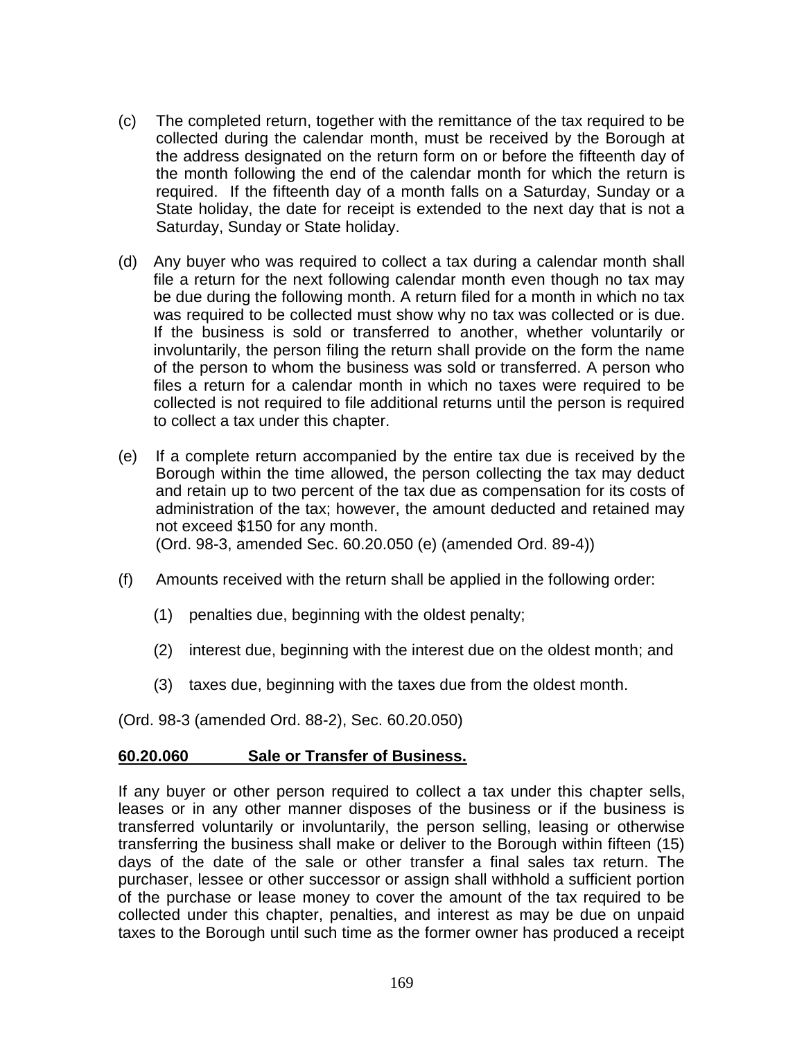(c) The completed return, together with the remittance of the tax required to be collected during the calendar month, must be received by the Borough at the address designated on the return form on or before the fifteenth day of the month following the end of the calendar month for which the return is required. If the fifteenth day of a month falls on a Saturday, Sunday or a State holiday, the date for receipt is extended to the next day that is not a Saturday, Sunday or State holiday.

(d) Any buyer who was required to collect a tax during a calendar month shall file a return for the next following calendar month even though no tax may be due during the following month. A return filed for a month in which no tax was required to be collected must show why no tax was collected or is due. If the business is sold or transferred to another, whether voluntarily or involuntarily, the person filing the return shall provide on the form the name of the person to whom the business was sold or transferred. A person who files a return for a calendar month in which no taxes were required to be collected is not required to file additional returns until the person is required to collect a tax under this chapter.

(e) If a complete return accompanied by the entire tax due is received by the Borough within the time allowed, the person collecting the tax may deduct and retain up to two percent of the tax due as compensation for its costs of administration of the tax; however, the amount deducted and retained may not exceed $150 for any month.
(Ord. 98-3, amended Sec. 60.20.050 (e) (amended Ord. 89-4))

(f) Amounts received with the return shall be applied in the following order:

(1) penalties due, beginning with the oldest penalty;

(2) interest due, beginning with the interest due on the oldest month; and

(3) taxes due, beginning with the taxes due from the oldest month.

(Ord. 98-3 (amended Ord. 88-2), Sec. 60.20.050)

**60.20.060 Sale or Transfer of Business.**

If any buyer or other person required to collect a tax under this chapter sells, leases or in any other manner disposes of the business or if the business is transferred voluntarily or involuntarily, the person selling, leasing or otherwise transferring the business shall make or deliver to the Borough within fifteen (15) days of the date of the sale or other transfer a final sales tax return. The purchaser, lessee or other successor or assign shall withhold a sufficient portion of the purchase or lease money to cover the amount of the tax required to be collected under this chapter, penalties, and interest as may be due on unpaid taxes to the Borough until such time as the former owner has produced a receipt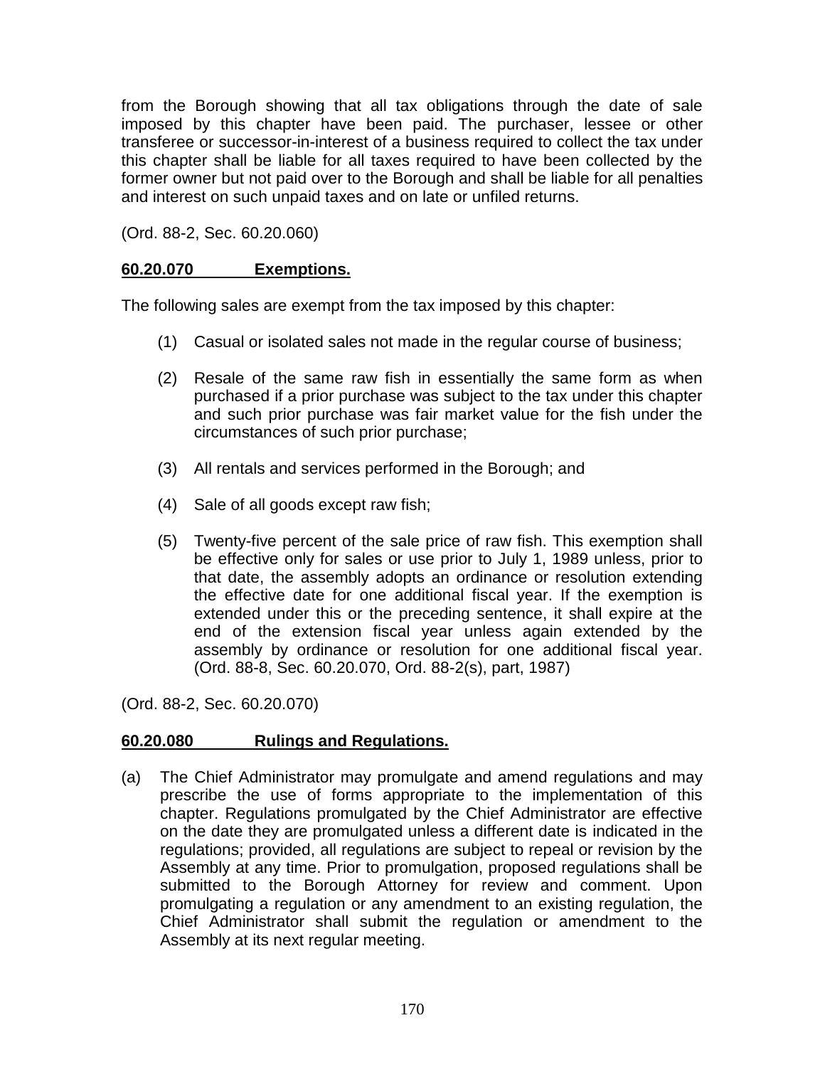from the Borough showing that all tax obligations through the date of sale imposed by this chapter have been paid. The purchaser, lessee or other transferee or successor-in-interest of a business required to collect the tax under this chapter shall be liable for all taxes required to have been collected by the former owner but not paid over to the Borough and shall be liable for all penalties and interest on such unpaid taxes and on late or unfiled returns.

(Ord. 88-2, Sec. 60.20.060)

**60.20.070 Exemptions.**

The following sales are exempt from the tax imposed by this chapter:

(1) Casual or isolated sales not made in the regular course of business;

(2) Resale of the same raw fish in essentially the same form as when purchased if a prior purchase was subject to the tax under this chapter and such prior purchase was fair market value for the fish under the circumstances of such prior purchase;

(3) All rentals and services performed in the Borough; and

(4) Sale of all goods except raw fish;

(5) Twenty-five percent of the sale price of raw fish. This exemption shall be effective only for sales or use prior to July 1, 1989 unless, prior to that date, the assembly adopts an ordinance or resolution extending the effective date for one additional fiscal year. If the exemption is extended under this or the preceding sentence, it shall expire at the end of the extension fiscal year unless again extended by the assembly by ordinance or resolution for one additional fiscal year. (Ord. 88-8, Sec. 60.20.070, Ord. 88-2(s), part, 1987)

(Ord. 88-2, Sec. 60.20.070)

**60.20.080 Rulings and Regulations.**

(a) The Chief Administrator may promulgate and amend regulations and may prescribe the use of forms appropriate to the implementation of this chapter. Regulations promulgated by the Chief Administrator are effective on the date they are promulgated unless a different date is indicated in the regulations; provided, all regulations are subject to repeal or revision by the Assembly at any time. Prior to promulgation, proposed regulations shall be submitted to the Borough Attorney for review and comment. Upon promulgating a regulation or any amendment to an existing regulation, the Chief Administrator shall submit the regulation or amendment to the Assembly at its next regular meeting.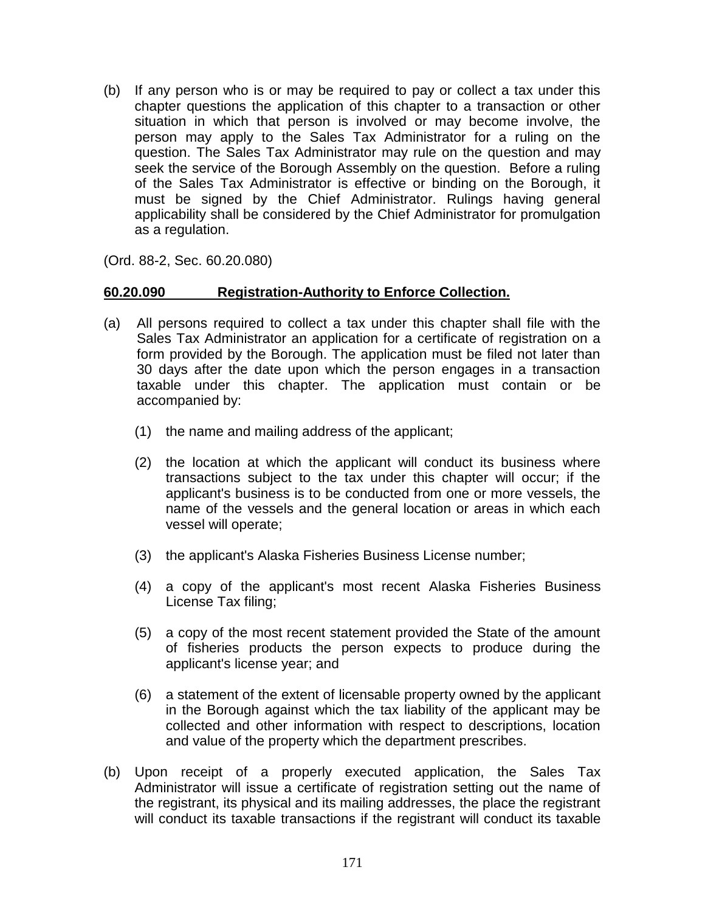(b) If any person who is or may be required to pay or collect a tax under this chapter questions the application of this chapter to a transaction or other situation in which that person is involved or may become involve, the person may apply to the Sales Tax Administrator for a ruling on the question. The Sales Tax Administrator may rule on the question and may seek the service of the Borough Assembly on the question. Before a ruling of the Sales Tax Administrator is effective or binding on the Borough, it must be signed by the Chief Administrator. Rulings having general applicability shall be considered by the Chief Administrator for promulgation as a regulation.

(Ord. 88-2, Sec. 60.20.080)

**60.20.090 Registration-Authority to Enforce Collection.**

(a) All persons required to collect a tax under this chapter shall file with the Sales Tax Administrator an application for a certificate of registration on a form provided by the Borough. The application must be filed not later than 30 days after the date upon which the person engages in a transaction taxable under this chapter. The application must contain or be accompanied by:

   (1) the name and mailing address of the applicant;

   (2) the location at which the applicant will conduct its business where transactions subject to the tax under this chapter will occur; if the applicant's business is to be conducted from one or more vessels, the name of the vessels and the general location or areas in which each vessel will operate;

   (3) the applicant's Alaska Fisheries Business License number;

   (4) a copy of the applicant's most recent Alaska Fisheries Business License Tax filing;

   (5) a copy of the most recent statement provided the State of the amount of fisheries products the person expects to produce during the applicant's license year; and

   (6) a statement of the extent of licensable property owned by the applicant in the Borough against which the tax liability of the applicant may be collected and other information with respect to descriptions, location and value of the property which the department prescribes.

(b) Upon receipt of a properly executed application, the Sales Tax Administrator will issue a certificate of registration setting out the name of the registrant, its physical and its mailing addresses, the place the registrant will conduct its taxable transactions if the registrant will conduct its taxable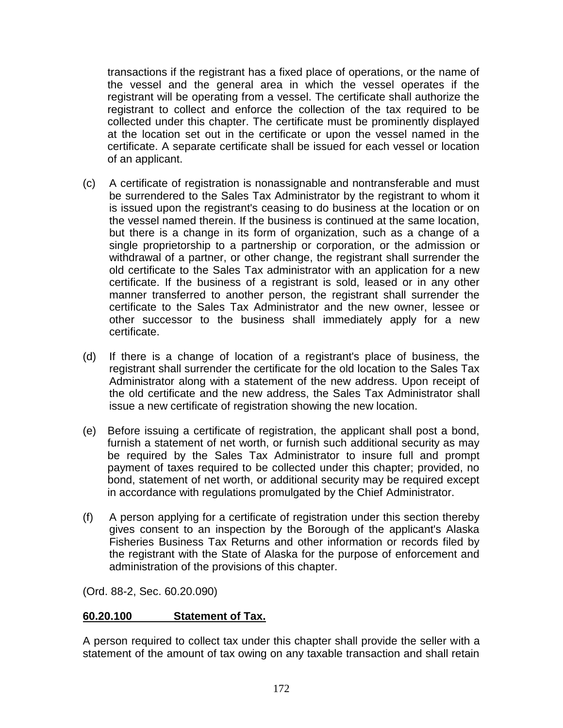transactions if the registrant has a fixed place of operations, or the name of the vessel and the general area in which the vessel operates if the registrant will be operating from a vessel. The certificate shall authorize the registrant to collect and enforce the collection of the tax required to be collected under this chapter. The certificate must be prominently displayed at the location set out in the certificate or upon the vessel named in the certificate. A separate certificate shall be issued for each vessel or location of an applicant.

(c) A certificate of registration is nonassignable and nontransferable and must be surrendered to the Sales Tax Administrator by the registrant to whom it is issued upon the registrant's ceasing to do business at the location or on the vessel named therein. If the business is continued at the same location, but there is a change in its form of organization, such as a change of a single proprietorship to a partnership or corporation, or the admission or withdrawal of a partner, or other change, the registrant shall surrender the old certificate to the Sales Tax administrator with an application for a new certificate. If the business of a registrant is sold, leased or in any other manner transferred to another person, the registrant shall surrender the certificate to the Sales Tax Administrator and the new owner, lessee or other successor to the business shall immediately apply for a new certificate.

(d) If there is a change of location of a registrant's place of business, the registrant shall surrender the certificate for the old location to the Sales Tax Administrator along with a statement of the new address. Upon receipt of the old certificate and the new address, the Sales Tax Administrator shall issue a new certificate of registration showing the new location.

(e) Before issuing a certificate of registration, the applicant shall post a bond, furnish a statement of net worth, or furnish such additional security as may be required by the Sales Tax Administrator to insure full and prompt payment of taxes required to be collected under this chapter; provided, no bond, statement of net worth, or additional security may be required except in accordance with regulations promulgated by the Chief Administrator.

(f) A person applying for a certificate of registration under this section thereby gives consent to an inspection by the Borough of the applicant's Alaska Fisheries Business Tax Returns and other information or records filed by the registrant with the State of Alaska for the purpose of enforcement and administration of the provisions of this chapter.

(Ord. 88-2, Sec. 60.20.090)

**60.20.100 Statement of Tax.**

A person required to collect tax under this chapter shall provide the seller with a statement of the amount of tax owing on any taxable transaction and shall retain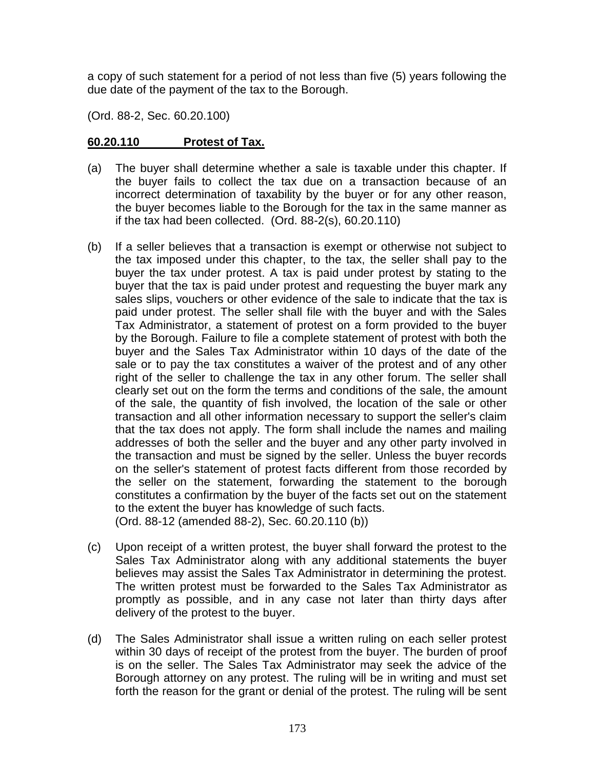a copy of such statement for a period of not less than five (5) years following the due date of the payment of the tax to the Borough.

(Ord. 88-2, Sec. 60.20.100)

**60.20.110 Protest of Tax.**

(a) The buyer shall determine whether a sale is taxable under this chapter. If the buyer fails to collect the tax due on a transaction because of an incorrect determination of taxability by the buyer or for any other reason, the buyer becomes liable to the Borough for the tax in the same manner as if the tax had been collected. (Ord. 88-2(s), 60.20.110)

(b) If a seller believes that a transaction is exempt or otherwise not subject to the tax imposed under this chapter, to the tax, the seller shall pay to the buyer the tax under protest. A tax is paid under protest by stating to the buyer that the tax is paid under protest and requesting the buyer mark any sales slips, vouchers or other evidence of the sale to indicate that the tax is paid under protest. The seller shall file with the buyer and with the Sales Tax Administrator, a statement of protest on a form provided to the buyer by the Borough. Failure to file a complete statement of protest with both the buyer and the Sales Tax Administrator within 10 days of the date of the sale or to pay the tax constitutes a waiver of the protest and of any other right of the seller to challenge the tax in any other forum. The seller shall clearly set out on the form the terms and conditions of the sale, the amount of the sale, the quantity of fish involved, the location of the sale or other transaction and all other information necessary to support the seller's claim that the tax does not apply. The form shall include the names and mailing addresses of both the seller and the buyer and any other party involved in the transaction and must be signed by the seller. Unless the buyer records on the seller's statement of protest facts different from those recorded by the seller on the statement, forwarding the statement to the borough constitutes a confirmation by the buyer of the facts set out on the statement to the extent the buyer has knowledge of such facts.
(Ord. 88-12 (amended 88-2), Sec. 60.20.110 (b))

(c) Upon receipt of a written protest, the buyer shall forward the protest to the Sales Tax Administrator along with any additional statements the buyer believes may assist the Sales Tax Administrator in determining the protest. The written protest must be forwarded to the Sales Tax Administrator as promptly as possible, and in any case not later than thirty days after delivery of the protest to the buyer.

(d) The Sales Administrator shall issue a written ruling on each seller protest within 30 days of receipt of the protest from the buyer. The burden of proof is on the seller. The Sales Tax Administrator may seek the advice of the Borough attorney on any protest. The ruling will be in writing and must set forth the reason for the grant or denial of the protest. The ruling will be sent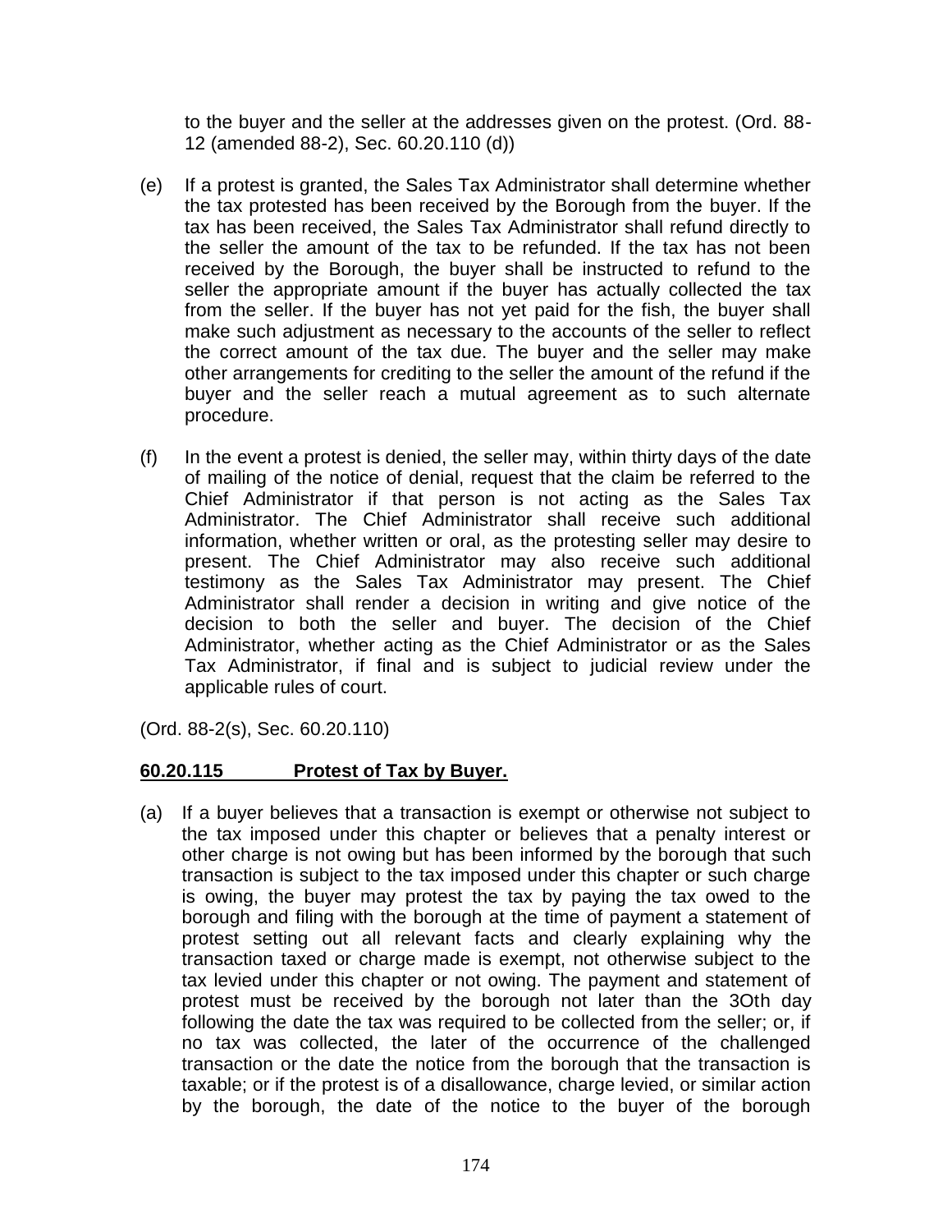to the buyer and the seller at the addresses given on the protest. (Ord. 88-12 (amended 88-2), Sec. 60.20.110 (d))

(e) If a protest is granted, the Sales Tax Administrator shall determine whether the tax protested has been received by the Borough from the buyer. If the tax has been received, the Sales Tax Administrator shall refund directly to the seller the amount of the tax to be refunded. If the tax has not been received by the Borough, the buyer shall be instructed to refund to the seller the appropriate amount if the buyer has actually collected the tax from the seller. If the buyer has not yet paid for the fish, the buyer shall make such adjustment as necessary to the accounts of the seller to reflect the correct amount of the tax due. The buyer and the seller may make other arrangements for crediting to the seller the amount of the refund if the buyer and the seller reach a mutual agreement as to such alternate procedure.

(f) In the event a protest is denied, the seller may, within thirty days of the date of mailing of the notice of denial, request that the claim be referred to the Chief Administrator if that person is not acting as the Sales Tax Administrator. The Chief Administrator shall receive such additional information, whether written or oral, as the protesting seller may desire to present. The Chief Administrator may also receive such additional testimony as the Sales Tax Administrator may present. The Chief Administrator shall render a decision in writing and give notice of the decision to both the seller and buyer. The decision of the Chief Administrator, whether acting as the Chief Administrator or as the Sales Tax Administrator, if final and is subject to judicial review under the applicable rules of court.

(Ord. 88-2(s), Sec. 60.20.110)

**60.20.115 Protest of Tax by Buyer.**

(a) If a buyer believes that a transaction is exempt or otherwise not subject to the tax imposed under this chapter or believes that a penalty interest or other charge is not owing but has been informed by the borough that such transaction is subject to the tax imposed under this chapter or such charge is owing, the buyer may protest the tax by paying the tax owed to the borough and filing with the borough at the time of payment a statement of protest setting out all relevant facts and clearly explaining why the transaction taxed or charge made is exempt, not otherwise subject to the tax levied under this chapter or not owing. The payment and statement of protest must be received by the borough not later than the 3Oth day following the date the tax was required to be collected from the seller; or, if no tax was collected, the later of the occurrence of the challenged transaction or the date the notice from the borough that the transaction is taxable; or if the protest is of a disallowance, charge levied, or similar action by the borough, the date of the notice to the buyer of the borough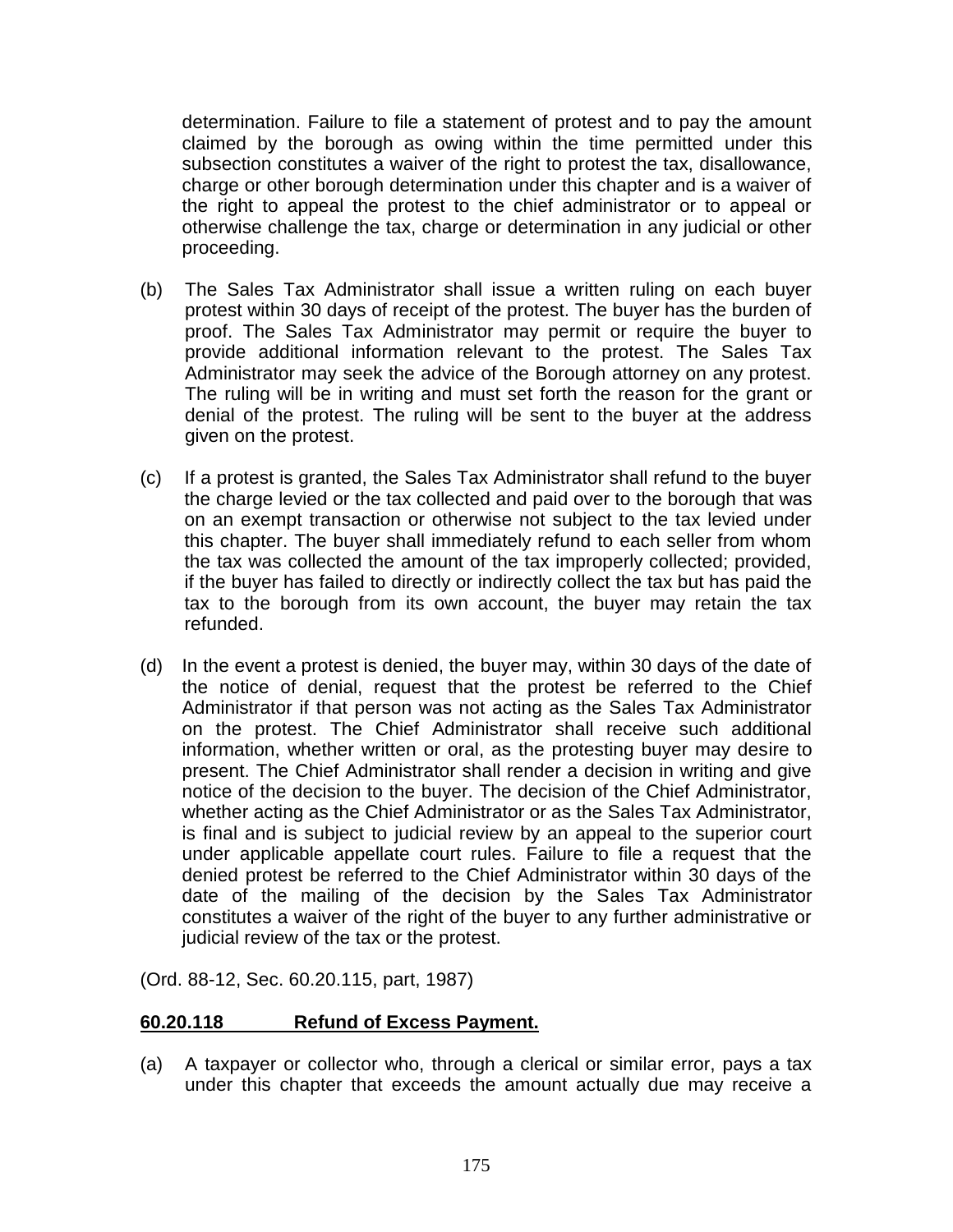determination. Failure to file a statement of protest and to pay the amount claimed by the borough as owing within the time permitted under this subsection constitutes a waiver of the right to protest the tax, disallowance, charge or other borough determination under this chapter and is a waiver of the right to appeal the protest to the chief administrator or to appeal or otherwise challenge the tax, charge or determination in any judicial or other proceeding.

(b) The Sales Tax Administrator shall issue a written ruling on each buyer protest within 30 days of receipt of the protest. The buyer has the burden of proof. The Sales Tax Administrator may permit or require the buyer to provide additional information relevant to the protest. The Sales Tax Administrator may seek the advice of the Borough attorney on any protest. The ruling will be in writing and must set forth the reason for the grant or denial of the protest. The ruling will be sent to the buyer at the address given on the protest.

(c) If a protest is granted, the Sales Tax Administrator shall refund to the buyer the charge levied or the tax collected and paid over to the borough that was on an exempt transaction or otherwise not subject to the tax levied under this chapter. The buyer shall immediately refund to each seller from whom the tax was collected the amount of the tax improperly collected; provided, if the buyer has failed to directly or indirectly collect the tax but has paid the tax to the borough from its own account, the buyer may retain the tax refunded.

(d) In the event a protest is denied, the buyer may, within 30 days of the date of the notice of denial, request that the protest be referred to the Chief Administrator if that person was not acting as the Sales Tax Administrator on the protest. The Chief Administrator shall receive such additional information, whether written or oral, as the protesting buyer may desire to present. The Chief Administrator shall render a decision in writing and give notice of the decision to the buyer. The decision of the Chief Administrator, whether acting as the Chief Administrator or as the Sales Tax Administrator, is final and is subject to judicial review by an appeal to the superior court under applicable appellate court rules. Failure to file a request that the denied protest be referred to the Chief Administrator within 30 days of the date of the mailing of the decision by the Sales Tax Administrator constitutes a waiver of the right of the buyer to any further administrative or judicial review of the tax or the protest.

(Ord. 88-12, Sec. 60.20.115, part, 1987)

**60.20.118 Refund of Excess Payment.**

(a) A taxpayer or collector who, through a clerical or similar error, pays a tax under this chapter that exceeds the amount actually due may receive a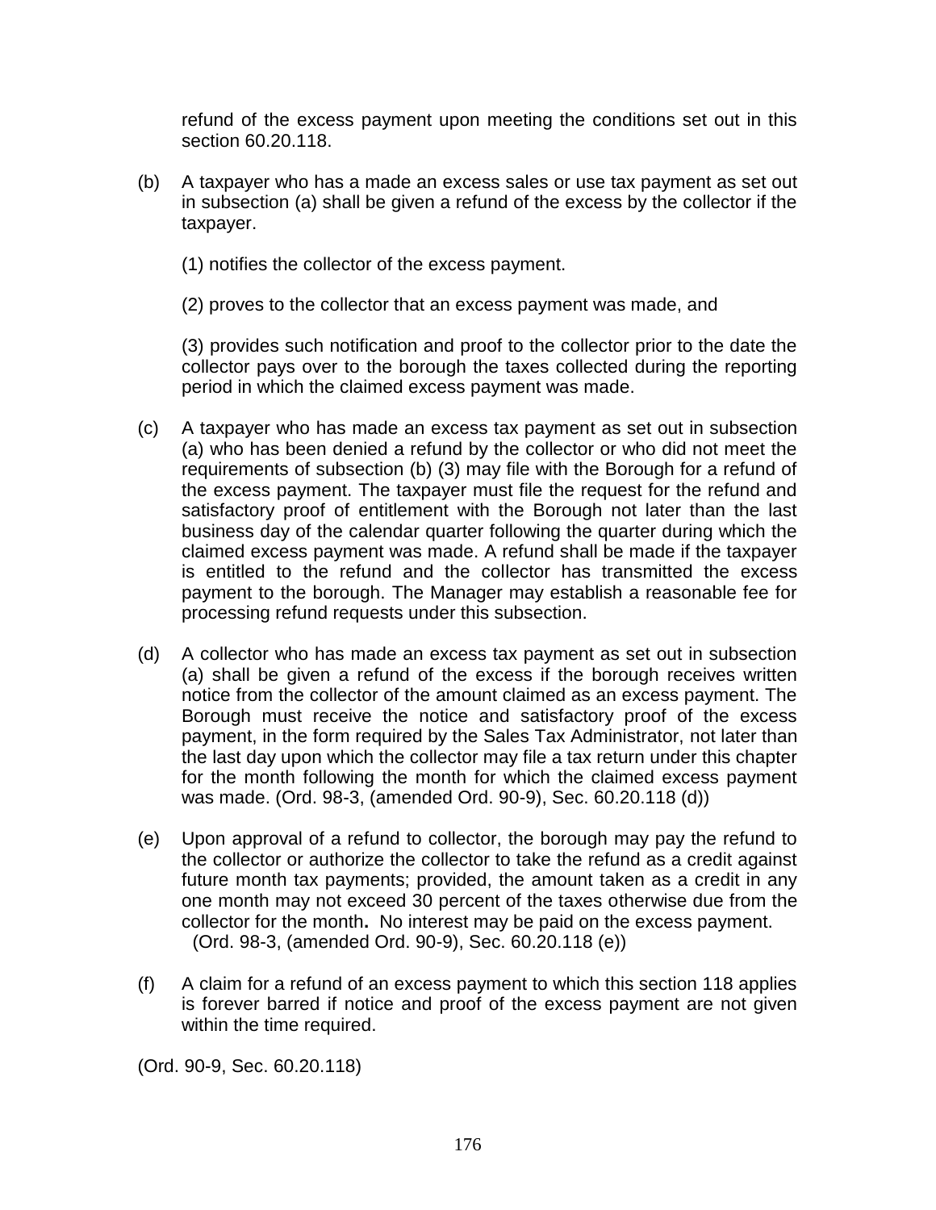refund of the excess payment upon meeting the conditions set out in this section 60.20.118.

(b) A taxpayer who has a made an excess sales or use tax payment as set out in subsection (a) shall be given a refund of the excess by the collector if the taxpayer.

(1) notifies the collector of the excess payment.

(2) proves to the collector that an excess payment was made, and

(3) provides such notification and proof to the collector prior to the date the collector pays over to the borough the taxes collected during the reporting period in which the claimed excess payment was made.

(c) A taxpayer who has made an excess tax payment as set out in subsection (a) who has been denied a refund by the collector or who did not meet the requirements of subsection (b) (3) may file with the Borough for a refund of the excess payment. The taxpayer must file the request for the refund and satisfactory proof of entitlement with the Borough not later than the last business day of the calendar quarter following the quarter during which the claimed excess payment was made. A refund shall be made if the taxpayer is entitled to the refund and the collector has transmitted the excess payment to the borough. The Manager may establish a reasonable fee for processing refund requests under this subsection.

(d) A collector who has made an excess tax payment as set out in subsection (a) shall be given a refund of the excess if the borough receives written notice from the collector of the amount claimed as an excess payment. The Borough must receive the notice and satisfactory proof of the excess payment, in the form required by the Sales Tax Administrator, not later than the last day upon which the collector may file a tax return under this chapter for the month following the month for which the claimed excess payment was made. (Ord. 98-3, (amended Ord. 90-9), Sec. 60.20.118 (d))

(e) Upon approval of a refund to collector, the borough may pay the refund to the collector or authorize the collector to take the refund as a credit against future month tax payments; provided, the amount taken as a credit in any one month may not exceed 30 percent of the taxes otherwise due from the collector for the month**.** No interest may be paid on the excess payment. (Ord. 98-3, (amended Ord. 90-9), Sec. 60.20.118 (e))

(f) A claim for a refund of an excess payment to which this section 118 applies is forever barred if notice and proof of the excess payment are not given within the time required.

(Ord. 90-9, Sec. 60.20.118)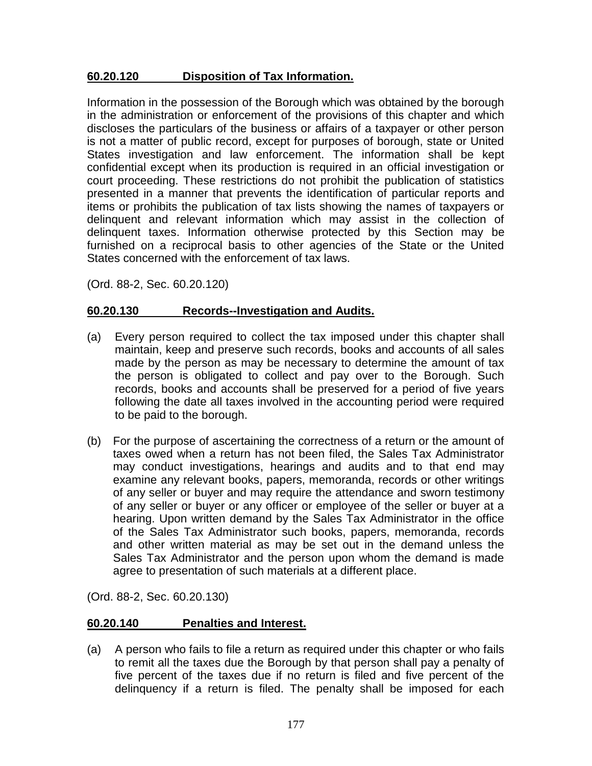## 60.20.120 Disposition of Tax Information.

Information in the possession of the Borough which was obtained by the borough in the administration or enforcement of the provisions of this chapter and which discloses the particulars of the business or affairs of a taxpayer or other person is not a matter of public record, except for purposes of borough, state or United States investigation and law enforcement. The information shall be kept confidential except when its production is required in an official investigation or court proceeding. These restrictions do not prohibit the publication of statistics presented in a manner that prevents the identification of particular reports and items or prohibits the publication of tax lists showing the names of taxpayers or delinquent and relevant information which may assist in the collection of delinquent taxes. Information otherwise protected by this Section may be furnished on a reciprocal basis to other agencies of the State or the United States concerned with the enforcement of tax laws.

(Ord. 88-2, Sec. 60.20.120)

## 60.20.130 Records--Investigation and Audits.

(a) Every person required to collect the tax imposed under this chapter shall maintain, keep and preserve such records, books and accounts of all sales made by the person as may be necessary to determine the amount of tax the person is obligated to collect and pay over to the Borough. Such records, books and accounts shall be preserved for a period of five years following the date all taxes involved in the accounting period were required to be paid to the borough.

(b) For the purpose of ascertaining the correctness of a return or the amount of taxes owed when a return has not been filed, the Sales Tax Administrator may conduct investigations, hearings and audits and to that end may examine any relevant books, papers, memoranda, records or other writings of any seller or buyer and may require the attendance and sworn testimony of any seller or buyer or any officer or employee of the seller or buyer at a hearing. Upon written demand by the Sales Tax Administrator in the office of the Sales Tax Administrator such books, papers, memoranda, records and other written material as may be set out in the demand unless the Sales Tax Administrator and the person upon whom the demand is made agree to presentation of such materials at a different place.

(Ord. 88-2, Sec. 60.20.130)

## 60.20.140 Penalties and Interest.

(a) A person who fails to file a return as required under this chapter or who fails to remit all the taxes due the Borough by that person shall pay a penalty of five percent of the taxes due if no return is filed and five percent of the delinquency if a return is filed. The penalty shall be imposed for each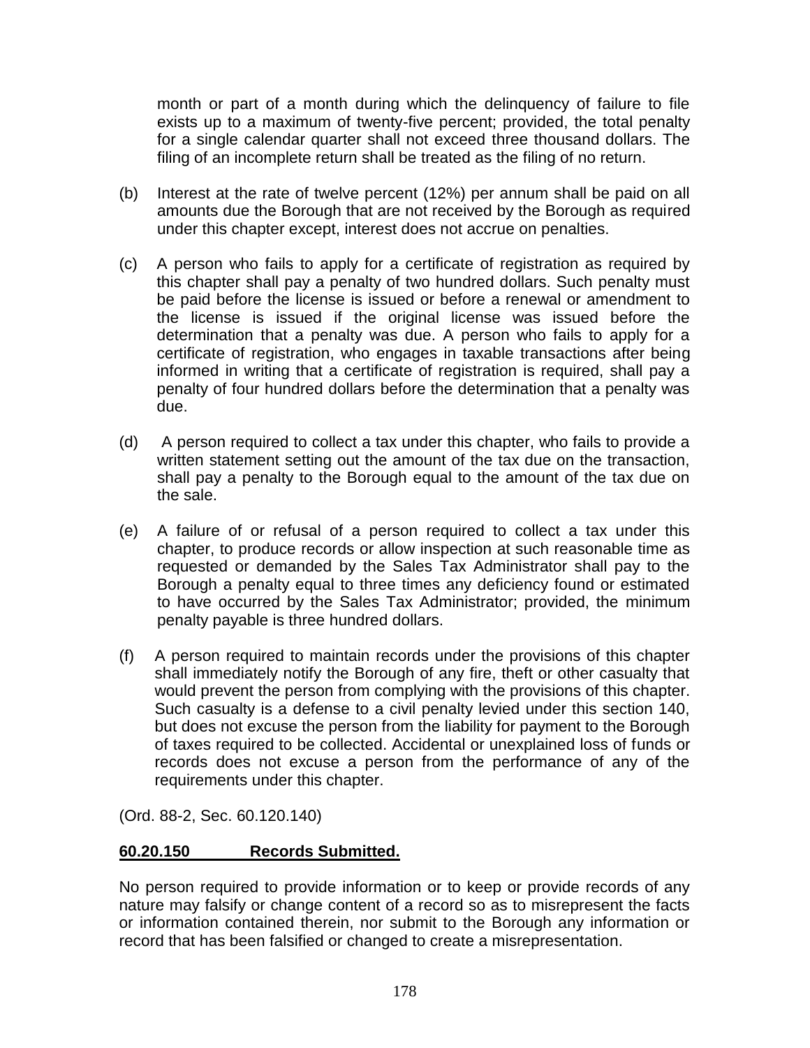month or part of a month during which the delinquency of failure to file exists up to a maximum of twenty-five percent; provided, the total penalty for a single calendar quarter shall not exceed three thousand dollars. The filing of an incomplete return shall be treated as the filing of no return.

(b) Interest at the rate of twelve percent (12%) per annum shall be paid on all amounts due the Borough that are not received by the Borough as required under this chapter except, interest does not accrue on penalties.

(c) A person who fails to apply for a certificate of registration as required by this chapter shall pay a penalty of two hundred dollars. Such penalty must be paid before the license is issued or before a renewal or amendment to the license is issued if the original license was issued before the determination that a penalty was due. A person who fails to apply for a certificate of registration, who engages in taxable transactions after being informed in writing that a certificate of registration is required, shall pay a penalty of four hundred dollars before the determination that a penalty was due.

(d) A person required to collect a tax under this chapter, who fails to provide a written statement setting out the amount of the tax due on the transaction, shall pay a penalty to the Borough equal to the amount of the tax due on the sale.

(e) A failure of or refusal of a person required to collect a tax under this chapter, to produce records or allow inspection at such reasonable time as requested or demanded by the Sales Tax Administrator shall pay to the Borough a penalty equal to three times any deficiency found or estimated to have occurred by the Sales Tax Administrator; provided, the minimum penalty payable is three hundred dollars.

(f) A person required to maintain records under the provisions of this chapter shall immediately notify the Borough of any fire, theft or other casualty that would prevent the person from complying with the provisions of this chapter. Such casualty is a defense to a civil penalty levied under this section 140, but does not excuse the person from the liability for payment to the Borough of taxes required to be collected. Accidental or unexplained loss of funds or records does not excuse a person from the performance of any of the requirements under this chapter.

(Ord. 88-2, Sec. 60.120.140)

**60.20.150 Records Submitted.**

No person required to provide information or to keep or provide records of any nature may falsify or change content of a record so as to misrepresent the facts or information contained therein, nor submit to the Borough any information or record that has been falsified or changed to create a misrepresentation.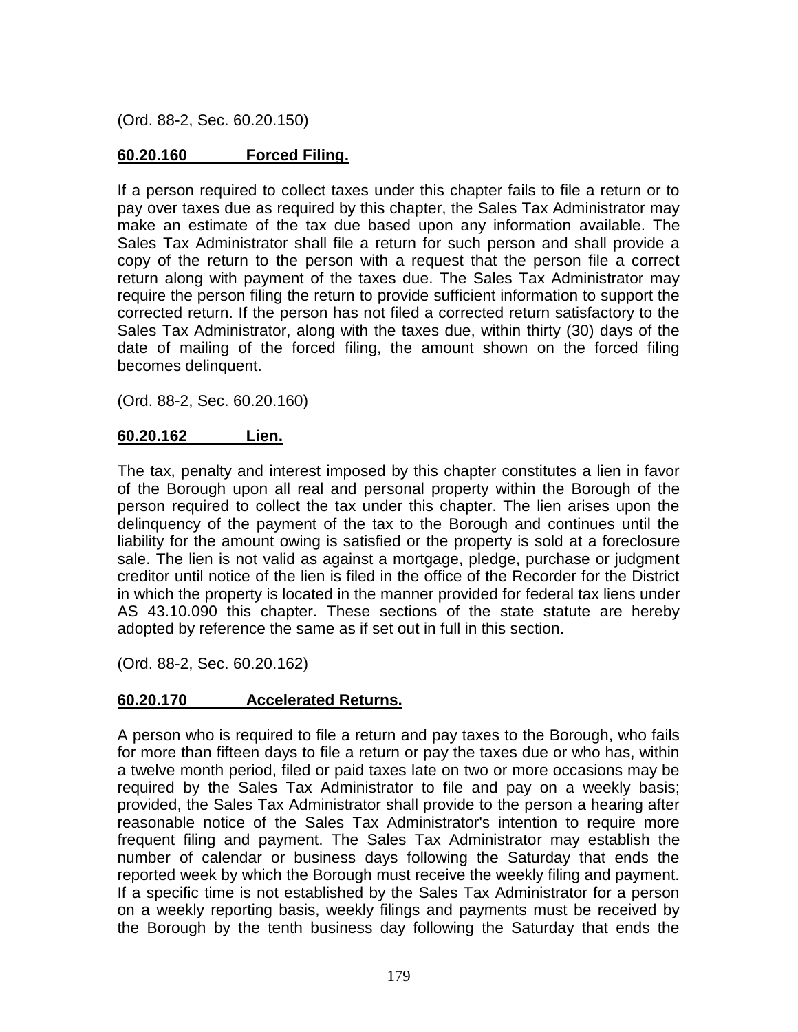(Ord. 88-2, Sec. 60.20.150)

**60.20.160 Forced Filing.**

If a person required to collect taxes under this chapter fails to file a return or to pay over taxes due as required by this chapter, the Sales Tax Administrator may make an estimate of the tax due based upon any information available. The Sales Tax Administrator shall file a return for such person and shall provide a copy of the return to the person with a request that the person file a correct return along with payment of the taxes due. The Sales Tax Administrator may require the person filing the return to provide sufficient information to support the corrected return. If the person has not filed a corrected return satisfactory to the Sales Tax Administrator, along with the taxes due, within thirty (30) days of the date of mailing of the forced filing, the amount shown on the forced filing becomes delinquent.

(Ord. 88-2, Sec. 60.20.160)

**60.20.162 Lien.**

The tax, penalty and interest imposed by this chapter constitutes a lien in favor of the Borough upon all real and personal property within the Borough of the person required to collect the tax under this chapter. The lien arises upon the delinquency of the payment of the tax to the Borough and continues until the liability for the amount owing is satisfied or the property is sold at a foreclosure sale. The lien is not valid as against a mortgage, pledge, purchase or judgment creditor until notice of the lien is filed in the office of the Recorder for the District in which the property is located in the manner provided for federal tax liens under AS 43.10.090 this chapter. These sections of the state statute are hereby adopted by reference the same as if set out in full in this section.

(Ord. 88-2, Sec. 60.20.162)

**60.20.170 Accelerated Returns.**

A person who is required to file a return and pay taxes to the Borough, who fails for more than fifteen days to file a return or pay the taxes due or who has, within a twelve month period, filed or paid taxes late on two or more occasions may be required by the Sales Tax Administrator to file and pay on a weekly basis; provided, the Sales Tax Administrator shall provide to the person a hearing after reasonable notice of the Sales Tax Administrator's intention to require more frequent filing and payment. The Sales Tax Administrator may establish the number of calendar or business days following the Saturday that ends the reported week by which the Borough must receive the weekly filing and payment. If a specific time is not established by the Sales Tax Administrator for a person on a weekly reporting basis, weekly filings and payments must be received by the Borough by the tenth business day following the Saturday that ends the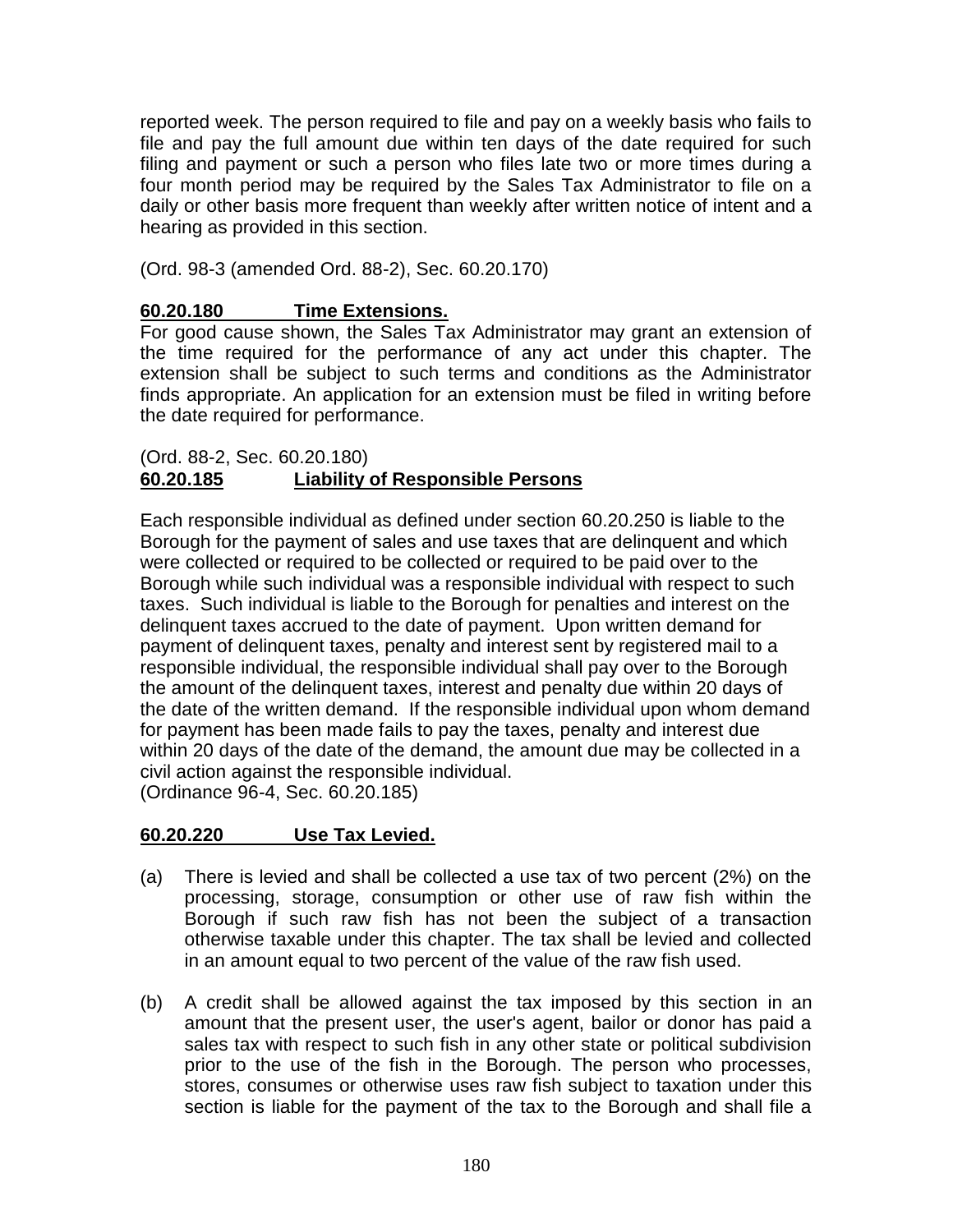reported week. The person required to file and pay on a weekly basis who fails to file and pay the full amount due within ten days of the date required for such filing and payment or such a person who files late two or more times during a four month period may be required by the Sales Tax Administrator to file on a daily or other basis more frequent than weekly after written notice of intent and a hearing as provided in this section.

(Ord. 98-3 (amended Ord. 88-2), Sec. 60.20.170)

**60.20.180 Time Extensions.**

For good cause shown, the Sales Tax Administrator may grant an extension of the time required for the performance of any act under this chapter. The extension shall be subject to such terms and conditions as the Administrator finds appropriate. An application for an extension must be filed in writing before the date required for performance.

(Ord. 88-2, Sec. 60.20.180)

**60.20.185 Liability of Responsible Persons**

Each responsible individual as defined under section 60.20.250 is liable to the Borough for the payment of sales and use taxes that are delinquent and which were collected or required to be collected or required to be paid over to the Borough while such individual was a responsible individual with respect to such taxes. Such individual is liable to the Borough for penalties and interest on the delinquent taxes accrued to the date of payment. Upon written demand for payment of delinquent taxes, penalty and interest sent by registered mail to a responsible individual, the responsible individual shall pay over to the Borough the amount of the delinquent taxes, interest and penalty due within 20 days of the date of the written demand. If the responsible individual upon whom demand for payment has been made fails to pay the taxes, penalty and interest due within 20 days of the date of the demand, the amount due may be collected in a civil action against the responsible individual.
(Ordinance 96-4, Sec. 60.20.185)

**60.20.220 Use Tax Levied.**

(a) There is levied and shall be collected a use tax of two percent (2%) on the processing, storage, consumption or other use of raw fish within the Borough if such raw fish has not been the subject of a transaction otherwise taxable under this chapter. The tax shall be levied and collected in an amount equal to two percent of the value of the raw fish used.

(b) A credit shall be allowed against the tax imposed by this section in an amount that the present user, the user's agent, bailor or donor has paid a sales tax with respect to such fish in any other state or political subdivision prior to the use of the fish in the Borough. The person who processes, stores, consumes or otherwise uses raw fish subject to taxation under this section is liable for the payment of the tax to the Borough and shall file a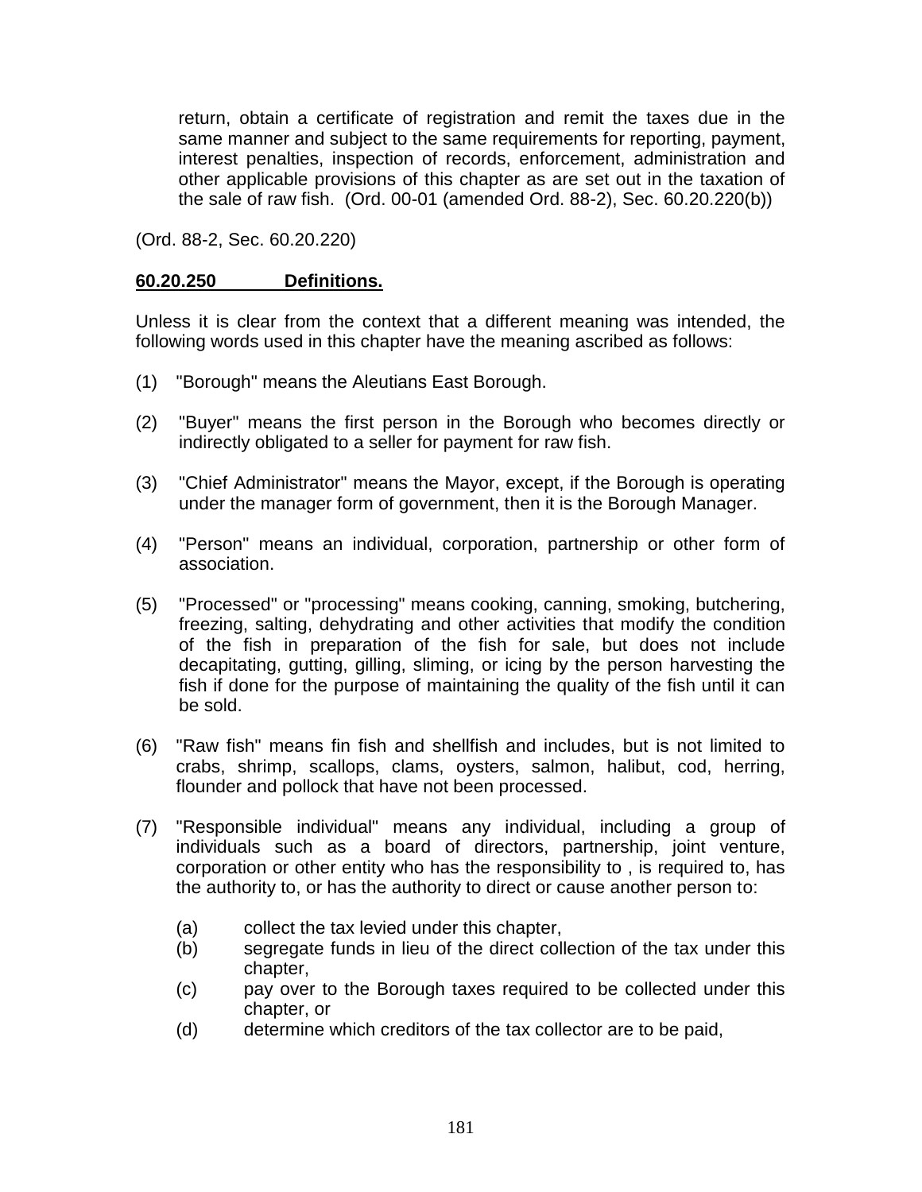return, obtain a certificate of registration and remit the taxes due in the same manner and subject to the same requirements for reporting, payment, interest penalties, inspection of records, enforcement, administration and other applicable provisions of this chapter as are set out in the taxation of the sale of raw fish. (Ord. 00-01 (amended Ord. 88-2), Sec. 60.20.220(b))

(Ord. 88-2, Sec. 60.20.220)

**60.20.250 Definitions.**

Unless it is clear from the context that a different meaning was intended, the following words used in this chapter have the meaning ascribed as follows:

(1) "Borough" means the Aleutians East Borough.

(2) "Buyer" means the first person in the Borough who becomes directly or indirectly obligated to a seller for payment for raw fish.

(3) "Chief Administrator" means the Mayor, except, if the Borough is operating under the manager form of government, then it is the Borough Manager.

(4) "Person" means an individual, corporation, partnership or other form of association.

(5) "Processed" or "processing" means cooking, canning, smoking, butchering, freezing, salting, dehydrating and other activities that modify the condition of the fish in preparation of the fish for sale, but does not include decapitating, gutting, gilling, sliming, or icing by the person harvesting the fish if done for the purpose of maintaining the quality of the fish until it can be sold.

(6) "Raw fish" means fin fish and shellfish and includes, but is not limited to crabs, shrimp, scallops, clams, oysters, salmon, halibut, cod, herring, flounder and pollock that have not been processed.

(7) "Responsible individual" means any individual, including a group of individuals such as a board of directors, partnership, joint venture, corporation or other entity who has the responsibility to , is required to, has the authority to, or has the authority to direct or cause another person to:

(a) collect the tax levied under this chapter,
(b) segregate funds in lieu of the direct collection of the tax under this chapter,
(c) pay over to the Borough taxes required to be collected under this chapter, or
(d) determine which creditors of the tax collector are to be paid,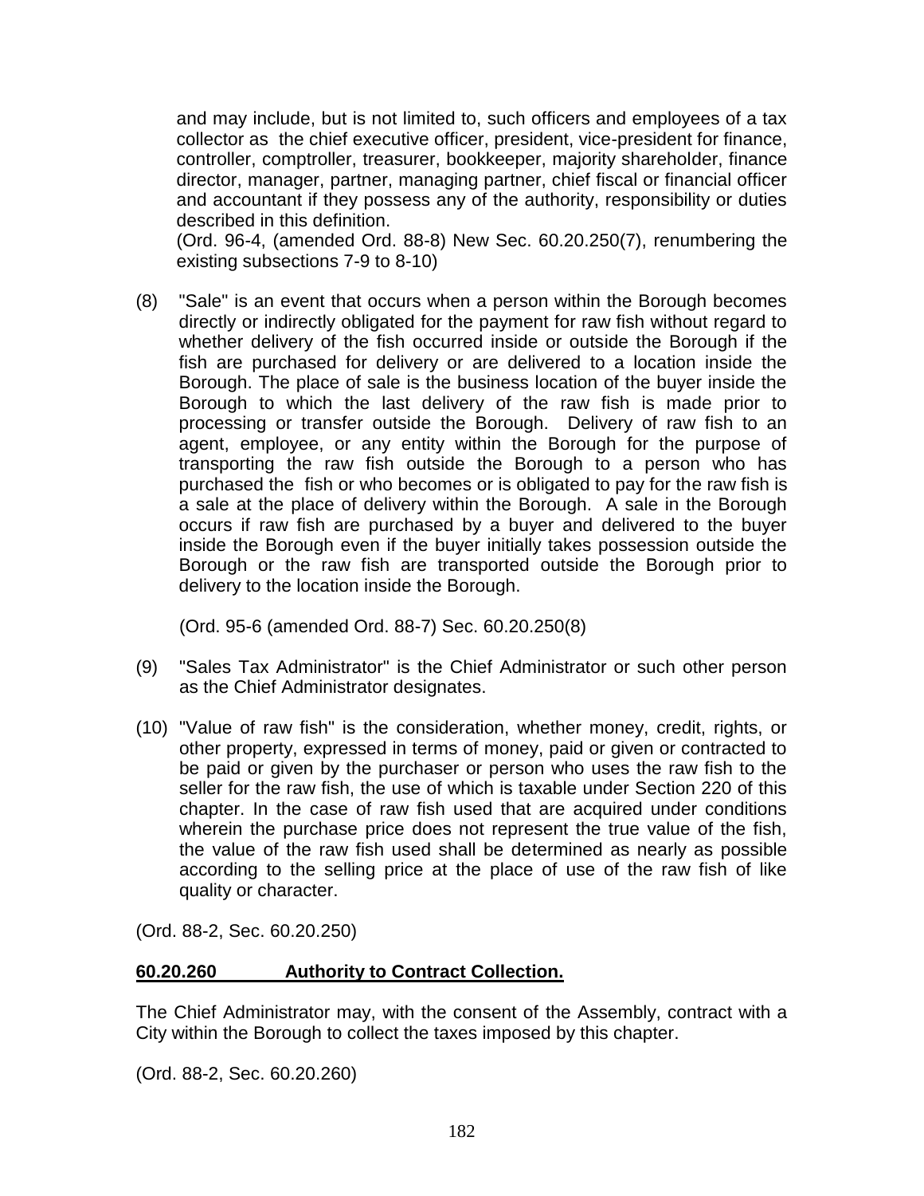and may include, but is not limited to, such officers and employees of a tax collector as the chief executive officer, president, vice-president for finance, controller, comptroller, treasurer, bookkeeper, majority shareholder, finance director, manager, partner, managing partner, chief fiscal or financial officer and accountant if they possess any of the authority, responsibility or duties described in this definition.
(Ord. 96-4, (amended Ord. 88-8) New Sec. 60.20.250(7), renumbering the existing subsections 7-9 to 8-10)

(8) "Sale" is an event that occurs when a person within the Borough becomes directly or indirectly obligated for the payment for raw fish without regard to whether delivery of the fish occurred inside or outside the Borough if the fish are purchased for delivery or are delivered to a location inside the Borough. The place of sale is the business location of the buyer inside the Borough to which the last delivery of the raw fish is made prior to processing or transfer outside the Borough. Delivery of raw fish to an agent, employee, or any entity within the Borough for the purpose of transporting the raw fish outside the Borough to a person who has purchased the fish or who becomes or is obligated to pay for the raw fish is a sale at the place of delivery within the Borough. A sale in the Borough occurs if raw fish are purchased by a buyer and delivered to the buyer inside the Borough even if the buyer initially takes possession outside the Borough or the raw fish are transported outside the Borough prior to delivery to the location inside the Borough.

(Ord. 95-6 (amended Ord. 88-7) Sec. 60.20.250(8)

(9) "Sales Tax Administrator" is the Chief Administrator or such other person as the Chief Administrator designates.

(10) "Value of raw fish" is the consideration, whether money, credit, rights, or other property, expressed in terms of money, paid or given or contracted to be paid or given by the purchaser or person who uses the raw fish to the seller for the raw fish, the use of which is taxable under Section 220 of this chapter. In the case of raw fish used that are acquired under conditions wherein the purchase price does not represent the true value of the fish, the value of the raw fish used shall be determined as nearly as possible according to the selling price at the place of use of the raw fish of like quality or character.

(Ord. 88-2, Sec. 60.20.250)

## 60.20.260 Authority to Contract Collection.

The Chief Administrator may, with the consent of the Assembly, contract with a City within the Borough to collect the taxes imposed by this chapter.

(Ord. 88-2, Sec. 60.20.260)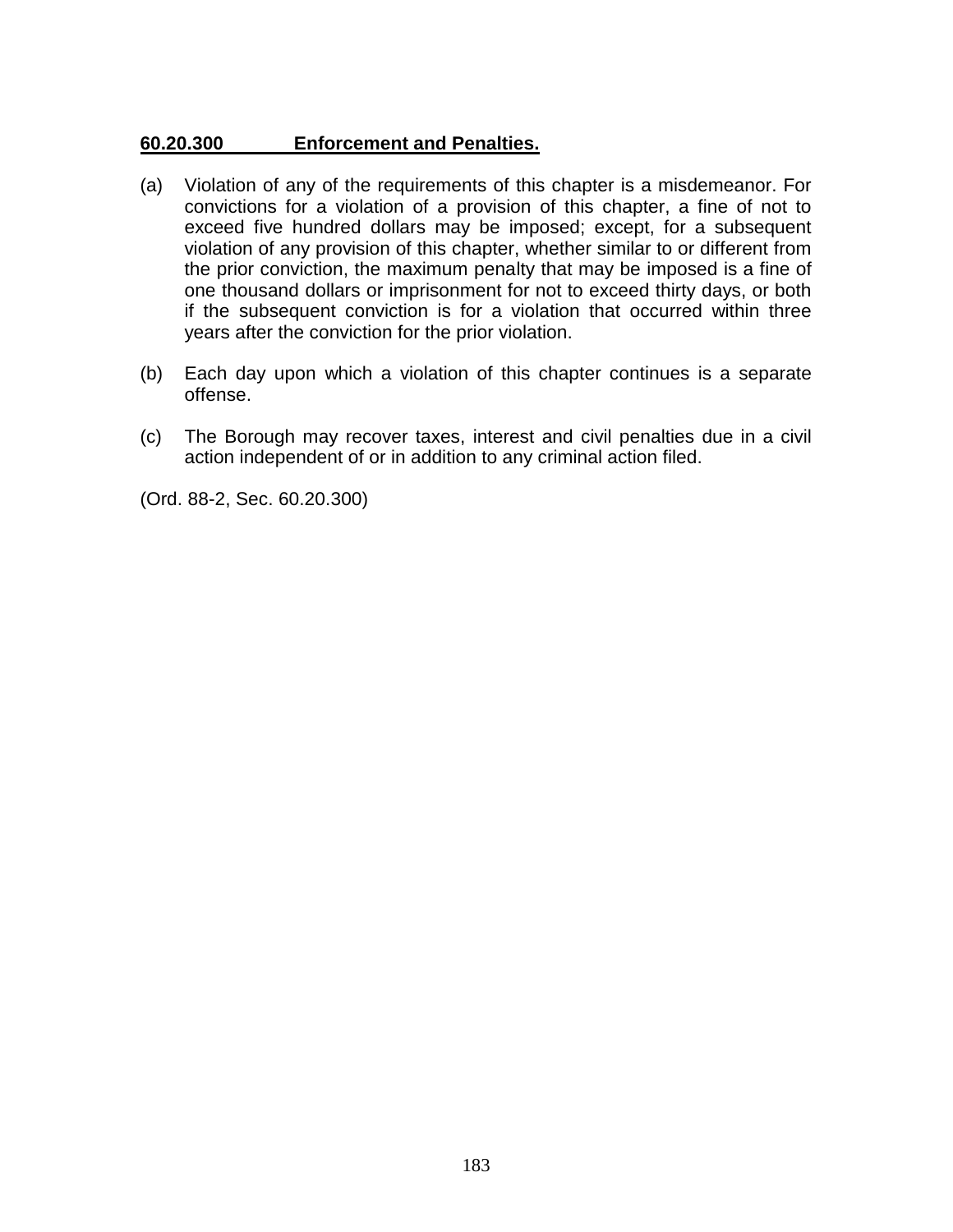**60.20.300 Enforcement and Penalties.**

(a) Violation of any of the requirements of this chapter is a misdemeanor. For convictions for a violation of a provision of this chapter, a fine of not to exceed five hundred dollars may be imposed; except, for a subsequent violation of any provision of this chapter, whether similar to or different from the prior conviction, the maximum penalty that may be imposed is a fine of one thousand dollars or imprisonment for not to exceed thirty days, or both if the subsequent conviction is for a violation that occurred within three years after the conviction for the prior violation.

(b) Each day upon which a violation of this chapter continues is a separate offense.

(c) The Borough may recover taxes, interest and civil penalties due in a civil action independent of or in addition to any criminal action filed.

(Ord. 88-2, Sec. 60.20.300)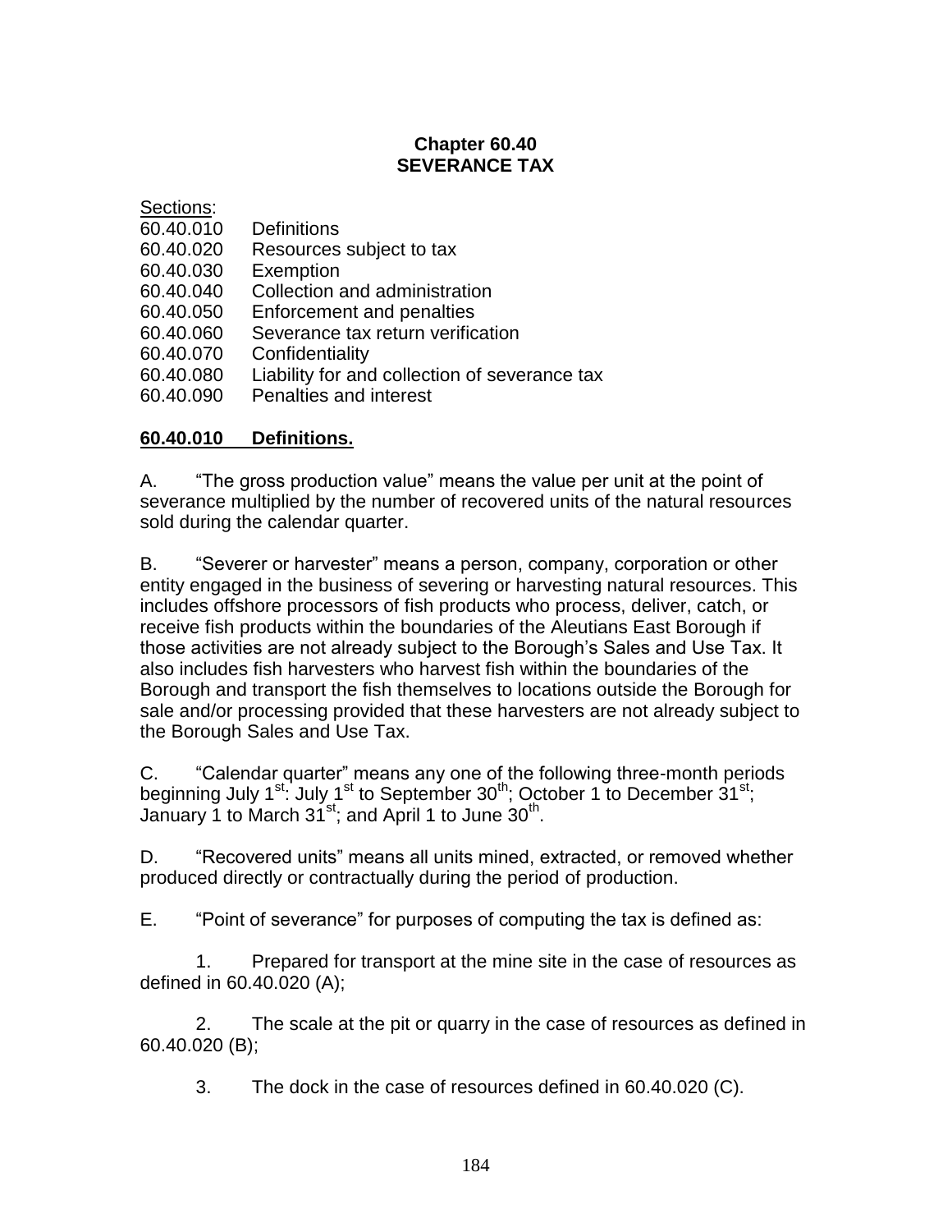# Chapter 60.40
# SEVERANCE TAX

Sections:

60.40.010 Definitions
60.40.020 Resources subject to tax
60.40.030 Exemption
60.40.040 Collection and administration
60.40.050 Enforcement and penalties
60.40.060 Severance tax return verification
60.40.070 Confidentiality
60.40.080 Liability for and collection of severance tax
60.40.090 Penalties and interest

## 60.40.010 Definitions.

A. "The gross production value" means the value per unit at the point of severance multiplied by the number of recovered units of the natural resources sold during the calendar quarter.

B. "Severer or harvester" means a person, company, corporation or other entity engaged in the business of severing or harvesting natural resources. This includes offshore processors of fish products who process, deliver, catch, or receive fish products within the boundaries of the Aleutians East Borough if those activities are not already subject to the Borough's Sales and Use Tax. It also includes fish harvesters who harvest fish within the boundaries of the Borough and transport the fish themselves to locations outside the Borough for sale and/or processing provided that these harvesters are not already subject to the Borough Sales and Use Tax.

C. "Calendar quarter" means any one of the following three-month periods beginning July 1st: July 1st to September 30th; October 1 to December 31st; January 1 to March 31st; and April 1 to June 30th.

D. "Recovered units" means all units mined, extracted, or removed whether produced directly or contractually during the period of production.

E. "Point of severance" for purposes of computing the tax is defined as:

1. Prepared for transport at the mine site in the case of resources as defined in 60.40.020 (A);

2. The scale at the pit or quarry in the case of resources as defined in 60.40.020 (B);

3. The dock in the case of resources defined in 60.40.020 (C).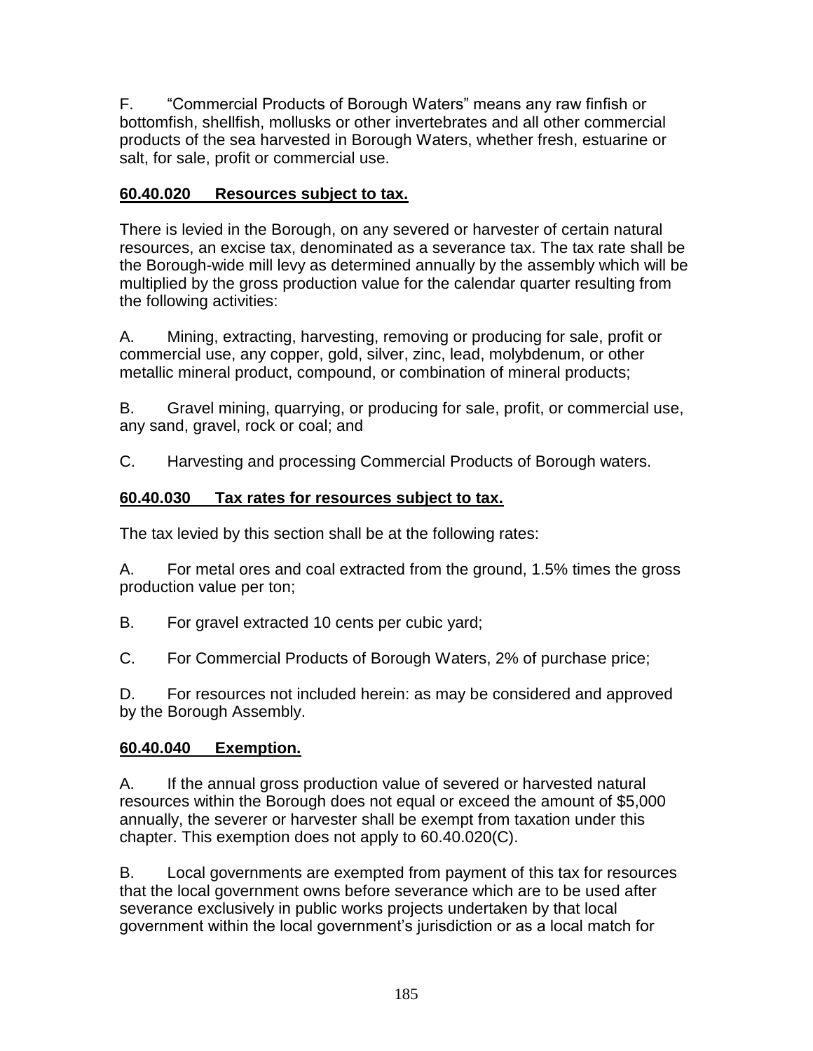F. "Commercial Products of Borough Waters" means any raw finfish or bottomfish, shellfish, mollusks or other invertebrates and all other commercial products of the sea harvested in Borough Waters, whether fresh, estuarine or salt, for sale, profit or commercial use.

**60.40.020 Resources subject to tax.**

There is levied in the Borough, on any severed or harvester of certain natural resources, an excise tax, denominated as a severance tax. The tax rate shall be the Borough-wide mill levy as determined annually by the assembly which will be multiplied by the gross production value for the calendar quarter resulting from the following activities:

A. Mining, extracting, harvesting, removing or producing for sale, profit or commercial use, any copper, gold, silver, zinc, lead, molybdenum, or other metallic mineral product, compound, or combination of mineral products;

B. Gravel mining, quarrying, or producing for sale, profit, or commercial use, any sand, gravel, rock or coal; and

C. Harvesting and processing Commercial Products of Borough waters.

**60.40.030 Tax rates for resources subject to tax.**

The tax levied by this section shall be at the following rates:

A. For metal ores and coal extracted from the ground, 1.5% times the gross production value per ton;

B. For gravel extracted 10 cents per cubic yard;

C. For Commercial Products of Borough Waters, 2% of purchase price;

D. For resources not included herein: as may be considered and approved by the Borough Assembly.

**60.40.040 Exemption.**

A. If the annual gross production value of severed or harvested natural resources within the Borough does not equal or exceed the amount of $5,000 annually, the severer or harvester shall be exempt from taxation under this chapter. This exemption does not apply to 60.40.020(C).

B. Local governments are exempted from payment of this tax for resources that the local government owns before severance which are to be used after severance exclusively in public works projects undertaken by that local government within the local government's jurisdiction or as a local match for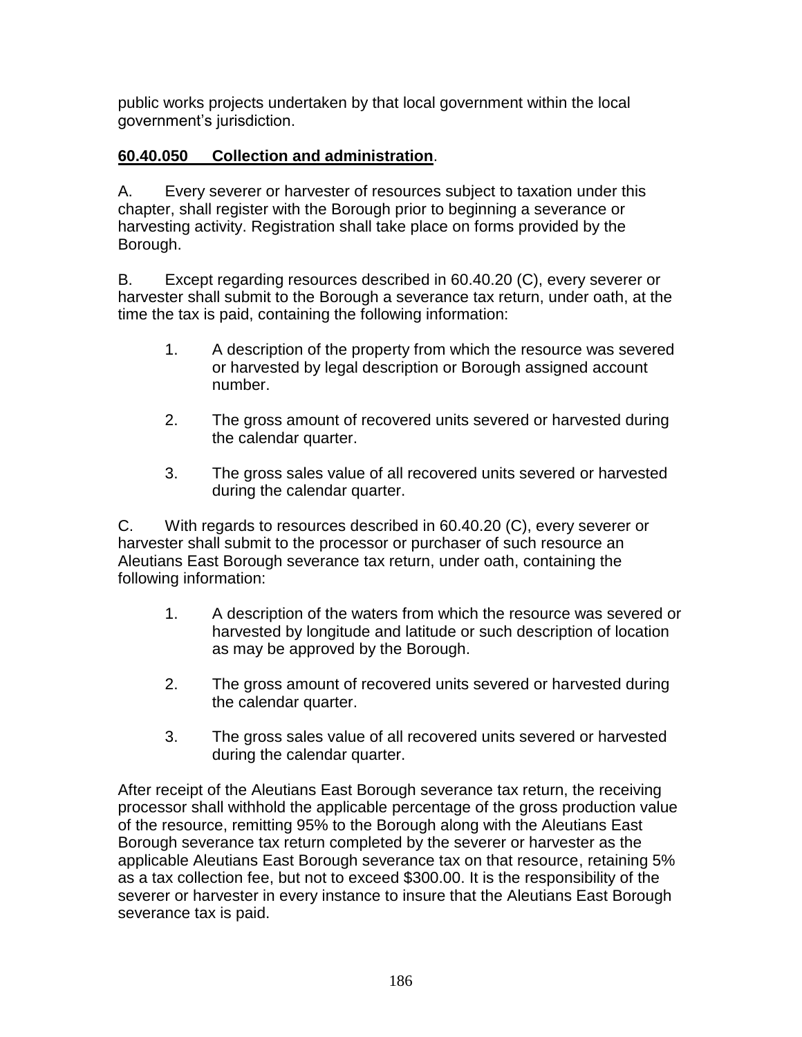public works projects undertaken by that local government within the local government's jurisdiction.

**60.40.050 Collection and administration**.

A. Every severer or harvester of resources subject to taxation under this chapter, shall register with the Borough prior to beginning a severance or harvesting activity. Registration shall take place on forms provided by the Borough.

B. Except regarding resources described in 60.40.20 (C), every severer or harvester shall submit to the Borough a severance tax return, under oath, at the time the tax is paid, containing the following information:

1. A description of the property from which the resource was severed or harvested by legal description or Borough assigned account number.

2. The gross amount of recovered units severed or harvested during the calendar quarter.

3. The gross sales value of all recovered units severed or harvested during the calendar quarter.

C. With regards to resources described in 60.40.20 (C), every severer or harvester shall submit to the processor or purchaser of such resource an Aleutians East Borough severance tax return, under oath, containing the following information:

1. A description of the waters from which the resource was severed or harvested by longitude and latitude or such description of location as may be approved by the Borough.

2. The gross amount of recovered units severed or harvested during the calendar quarter.

3. The gross sales value of all recovered units severed or harvested during the calendar quarter.

After receipt of the Aleutians East Borough severance tax return, the receiving processor shall withhold the applicable percentage of the gross production value of the resource, remitting 95% to the Borough along with the Aleutians East Borough severance tax return completed by the severer or harvester as the applicable Aleutians East Borough severance tax on that resource, retaining 5% as a tax collection fee, but not to exceed $300.00. It is the responsibility of the severer or harvester in every instance to insure that the Aleutians East Borough severance tax is paid.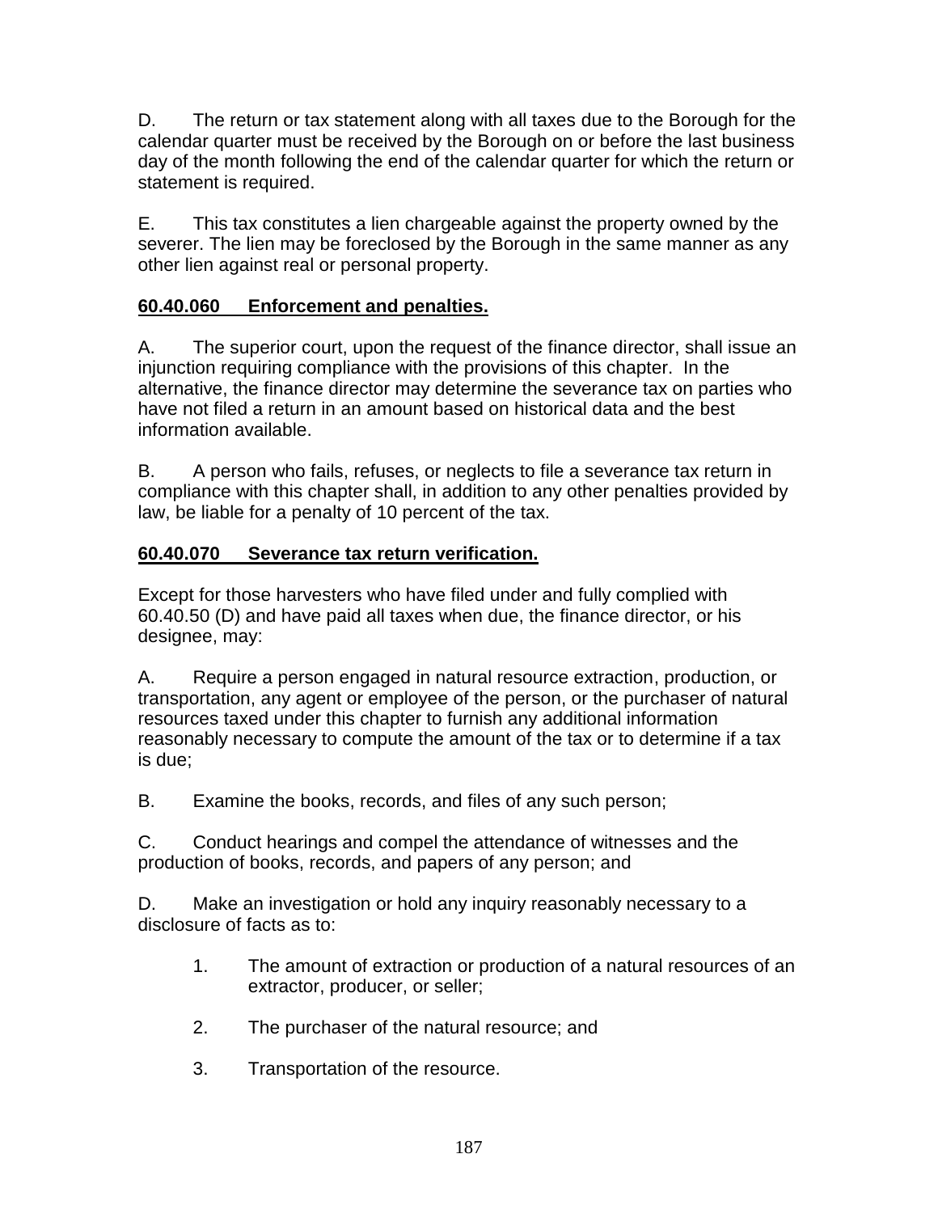D. The return or tax statement along with all taxes due to the Borough for the calendar quarter must be received by the Borough on or before the last business day of the month following the end of the calendar quarter for which the return or statement is required.

E. This tax constitutes a lien chargeable against the property owned by the severer. The lien may be foreclosed by the Borough in the same manner as any other lien against real or personal property.

**60.40.060 Enforcement and penalties.**

A. The superior court, upon the request of the finance director, shall issue an injunction requiring compliance with the provisions of this chapter. In the alternative, the finance director may determine the severance tax on parties who have not filed a return in an amount based on historical data and the best information available.

B. A person who fails, refuses, or neglects to file a severance tax return in compliance with this chapter shall, in addition to any other penalties provided by law, be liable for a penalty of 10 percent of the tax.

**60.40.070 Severance tax return verification.**

Except for those harvesters who have filed under and fully complied with 60.40.50 (D) and have paid all taxes when due, the finance director, or his designee, may:

A. Require a person engaged in natural resource extraction, production, or transportation, any agent or employee of the person, or the purchaser of natural resources taxed under this chapter to furnish any additional information reasonably necessary to compute the amount of the tax or to determine if a tax is due;

B. Examine the books, records, and files of any such person;

C. Conduct hearings and compel the attendance of witnesses and the production of books, records, and papers of any person; and

D. Make an investigation or hold any inquiry reasonably necessary to a disclosure of facts as to:

1. The amount of extraction or production of a natural resources of an extractor, producer, or seller;
2. The purchaser of the natural resource; and
3. Transportation of the resource.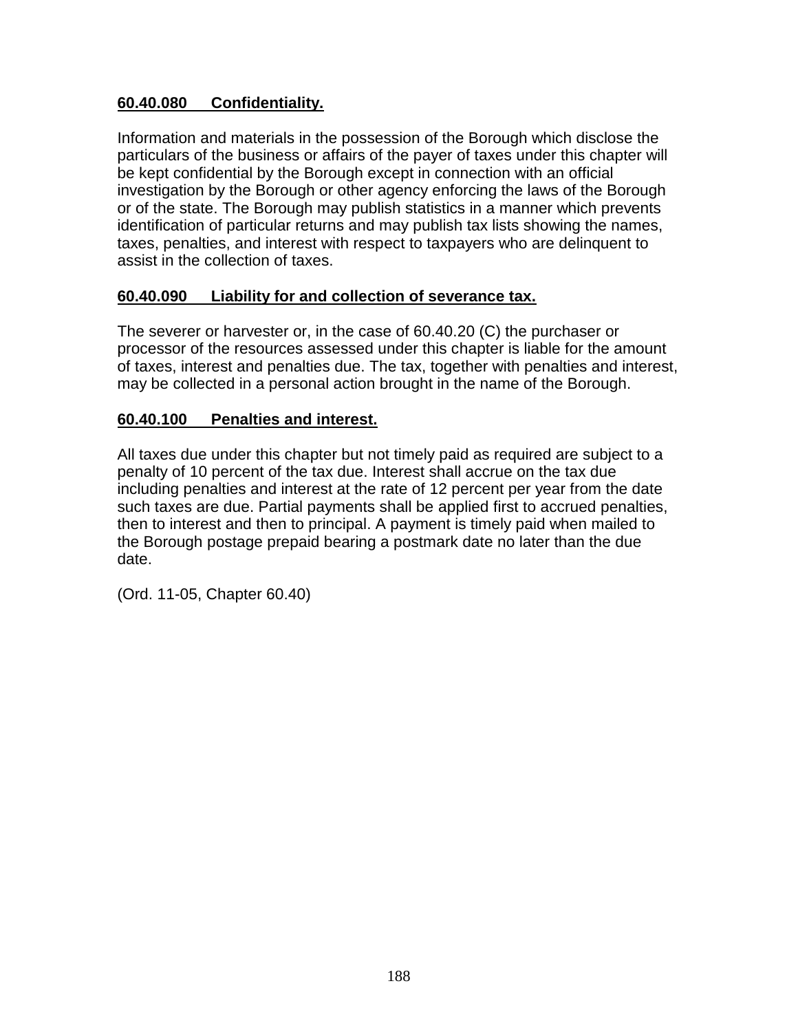**60.40.080 Confidentiality.**

Information and materials in the possession of the Borough which disclose the particulars of the business or affairs of the payer of taxes under this chapter will be kept confidential by the Borough except in connection with an official investigation by the Borough or other agency enforcing the laws of the Borough or of the state. The Borough may publish statistics in a manner which prevents identification of particular returns and may publish tax lists showing the names, taxes, penalties, and interest with respect to taxpayers who are delinquent to assist in the collection of taxes.

**60.40.090 Liability for and collection of severance tax.**

The severer or harvester or, in the case of 60.40.20 (C) the purchaser or processor of the resources assessed under this chapter is liable for the amount of taxes, interest and penalties due. The tax, together with penalties and interest, may be collected in a personal action brought in the name of the Borough.

**60.40.100 Penalties and interest.**

All taxes due under this chapter but not timely paid as required are subject to a penalty of 10 percent of the tax due. Interest shall accrue on the tax due including penalties and interest at the rate of 12 percent per year from the date such taxes are due. Partial payments shall be applied first to accrued penalties, then to interest and then to principal. A payment is timely paid when mailed to the Borough postage prepaid bearing a postmark date no later than the due date.

(Ord. 11-05, Chapter 60.40)